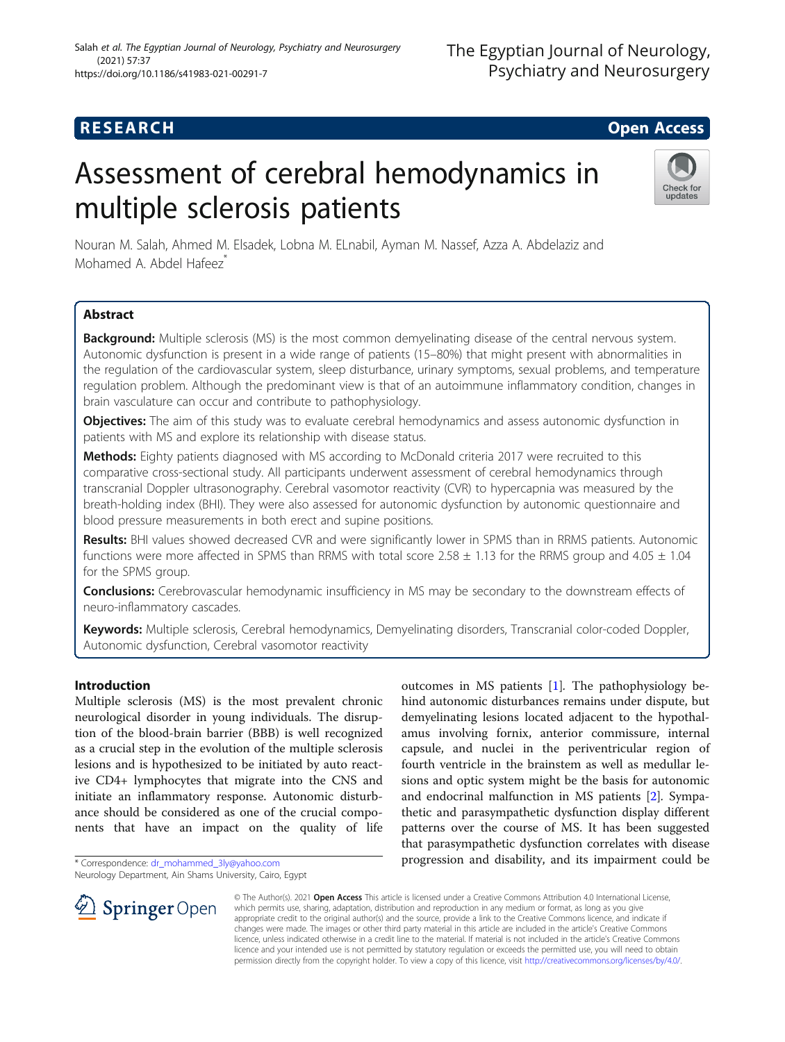RESEARCH Open Access

# Assessment of cerebral hemodynamics in multiple sclerosis patients

Nouran M. Salah, Ahmed M. Elsadek, Lobna M. ELnabil, Ayman M. Nassef, Azza A. Abdelaziz and Mohamed A. Abdel Hafeez*

## Abstract

**Background:** Multiple sclerosis (MS) is the most common demyelinating disease of the central nervous system. Autonomic dysfunction is present in a wide range of patients (15–80%) that might present with abnormalities in the regulation of the cardiovascular system, sleep disturbance, urinary symptoms, sexual problems, and temperature regulation problem. Although the predominant view is that of an autoimmune inflammatory condition, changes in brain vasculature can occur and contribute to pathophysiology.

**Objectives:** The aim of this study was to evaluate cerebral hemodynamics and assess autonomic dysfunction in patients with MS and explore its relationship with disease status.

**Methods:** Eighty patients diagnosed with MS according to McDonald criteria 2017 were recruited to this comparative cross-sectional study. All participants underwent assessment of cerebral hemodynamics through transcranial Doppler ultrasonography. Cerebral vasomotor reactivity (CVR) to hypercapnia was measured by the breath-holding index (BHI). They were also assessed for autonomic dysfunction by autonomic questionnaire and blood pressure measurements in both erect and supine positions.

**Results:** BHI values showed decreased CVR and were significantly lower in SPMS than in RRMS patients. Autonomic functions were more affected in SPMS than RRMS with total score 2.58 ± 1.13 for the RRMS group and 4.05 ± 1.04 for the SPMS group.

**Conclusions:** Cerebrovascular hemodynamic insufficiency in MS may be secondary to the downstream effects of neuro-inflammatory cascades.

**Keywords:** Multiple sclerosis, Cerebral hemodynamics, Demyelinating disorders, Transcranial color-coded Doppler, Autonomic dysfunction, Cerebral vasomotor reactivity

## Introduction

Multiple sclerosis (MS) is the most prevalent chronic neurological disorder in young individuals. The disruption of the blood-brain barrier (BBB) is well recognized as a crucial step in the evolution of the multiple sclerosis lesions and is hypothesized to be initiated by auto reactive CD4+ lymphocytes that migrate into the CNS and initiate an inflammatory response. Autonomic disturbance should be considered as one of the crucial components that have an impact on the quality of life outcomes in MS patients [1]. The pathophysiology behind autonomic disturbances remains under dispute, but demyelinating lesions located adjacent to the hypothalamus involving fornix, anterior commissure, internal capsule, and nuclei in the periventricular region of fourth ventricle in the brainstem as well as medullar lesions and optic system might be the basis for autonomic and endocrinal malfunction in MS patients [2]. Sympathetic and parasympathetic dysfunction display different patterns over the course of MS. It has been suggested that parasympathetic dysfunction correlates with disease progression and disability, and its impairment could be

* Correspondence: dr_mohammed_3ly@yahoo.com
Neurology Department, Ain Shams University, Cairo, Egypt

© The Author(s). 2021 **Open Access** This article is licensed under a Creative Commons Attribution 4.0 International License, which permits use, sharing, adaptation, distribution and reproduction in any medium or format, as long as you give appropriate credit to the original author(s) and the source, provide a link to the Creative Commons licence, and indicate if changes were made. The images or other third party material in this article are included in the article's Creative Commons licence, unless indicated otherwise in a credit line to the material. If material is not included in the article's Creative Commons licence and your intended use is not permitted by statutory regulation or exceeds the permitted use, you will need to obtain permission directly from the copyright holder. To view a copy of this licence, visit http://creativecommons.org/licenses/by/4.0/.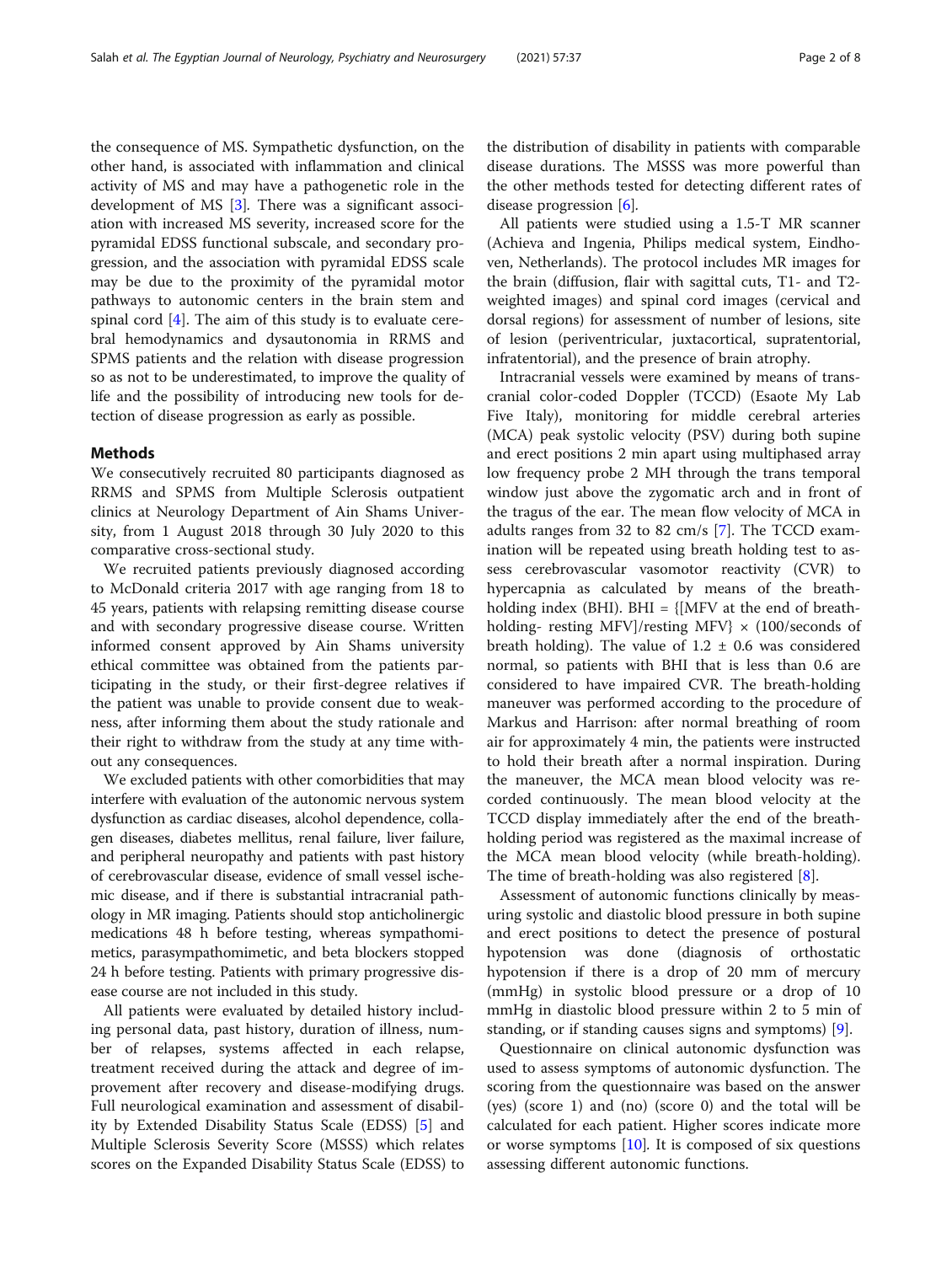the consequence of MS. Sympathetic dysfunction, on the other hand, is associated with inflammation and clinical activity of MS and may have a pathogenetic role in the development of MS [3]. There was a significant association with increased MS severity, increased score for the pyramidal EDSS functional subscale, and secondary progression, and the association with pyramidal EDSS scale may be due to the proximity of the pyramidal motor pathways to autonomic centers in the brain stem and spinal cord [4]. The aim of this study is to evaluate cerebral hemodynamics and dysautonomia in RRMS and SPMS patients and the relation with disease progression so as not to be underestimated, to improve the quality of life and the possibility of introducing new tools for detection of disease progression as early as possible.

## Methods

We consecutively recruited 80 participants diagnosed as RRMS and SPMS from Multiple Sclerosis outpatient clinics at Neurology Department of Ain Shams University, from 1 August 2018 through 30 July 2020 to this comparative cross-sectional study.

We recruited patients previously diagnosed according to McDonald criteria 2017 with age ranging from 18 to 45 years, patients with relapsing remitting disease course and with secondary progressive disease course. Written informed consent approved by Ain Shams university ethical committee was obtained from the patients participating in the study, or their first-degree relatives if the patient was unable to provide consent due to weakness, after informing them about the study rationale and their right to withdraw from the study at any time without any consequences.

We excluded patients with other comorbidities that may interfere with evaluation of the autonomic nervous system dysfunction as cardiac diseases, alcohol dependence, collagen diseases, diabetes mellitus, renal failure, liver failure, and peripheral neuropathy and patients with past history of cerebrovascular disease, evidence of small vessel ischemic disease, and if there is substantial intracranial pathology in MR imaging. Patients should stop anticholinergic medications 48 h before testing, whereas sympathomimetics, parasympathomimetic, and beta blockers stopped 24 h before testing. Patients with primary progressive disease course are not included in this study.

All patients were evaluated by detailed history including personal data, past history, duration of illness, number of relapses, systems affected in each relapse, treatment received during the attack and degree of improvement after recovery and disease-modifying drugs. Full neurological examination and assessment of disability by Extended Disability Status Scale (EDSS) [5] and Multiple Sclerosis Severity Score (MSSS) which relates scores on the Expanded Disability Status Scale (EDSS) to the distribution of disability in patients with comparable disease durations. The MSSS was more powerful than the other methods tested for detecting different rates of disease progression [6].

All patients were studied using a 1.5-T MR scanner (Achieva and Ingenia, Philips medical system, Eindhoven, Netherlands). The protocol includes MR images for the brain (diffusion, flair with sagittal cuts, T1- and T2-weighted images) and spinal cord images (cervical and dorsal regions) for assessment of number of lesions, site of lesion (periventricular, juxtacortical, supratentorial, infratentorial), and the presence of brain atrophy.

Intracranial vessels were examined by means of transcranial color-coded Doppler (TCCD) (Esaote My Lab Five Italy), monitoring for middle cerebral arteries (MCA) peak systolic velocity (PSV) during both supine and erect positions 2 min apart using multiphased array low frequency probe 2 MH through the trans temporal window just above the zygomatic arch and in front of the tragus of the ear. The mean flow velocity of MCA in adults ranges from 32 to 82 cm/s [7]. The TCCD examination will be repeated using breath holding test to assess cerebrovascular vasomotor reactivity (CVR) to hypercapnia as calculated by means of the breath-holding index (BHI). BHI = {[MFV at the end of breath-holding- resting MFV]/resting MFV} × (100/seconds of breath holding). The value of 1.2 ± 0.6 was considered normal, so patients with BHI that is less than 0.6 are considered to have impaired CVR. The breath-holding maneuver was performed according to the procedure of Markus and Harrison: after normal breathing of room air for approximately 4 min, the patients were instructed to hold their breath after a normal inspiration. During the maneuver, the MCA mean blood velocity was recorded continuously. The mean blood velocity at the TCCD display immediately after the end of the breath-holding period was registered as the maximal increase of the MCA mean blood velocity (while breath-holding). The time of breath-holding was also registered [8].

Assessment of autonomic functions clinically by measuring systolic and diastolic blood pressure in both supine and erect positions to detect the presence of postural hypotension was done (diagnosis of orthostatic hypotension if there is a drop of 20 mm of mercury (mmHg) in systolic blood pressure or a drop of 10 mmHg in diastolic blood pressure within 2 to 5 min of standing, or if standing causes signs and symptoms) [9].

Questionnaire on clinical autonomic dysfunction was used to assess symptoms of autonomic dysfunction. The scoring from the questionnaire was based on the answer (yes) (score 1) and (no) (score 0) and the total will be calculated for each patient. Higher scores indicate more or worse symptoms [10]. It is composed of six questions assessing different autonomic functions.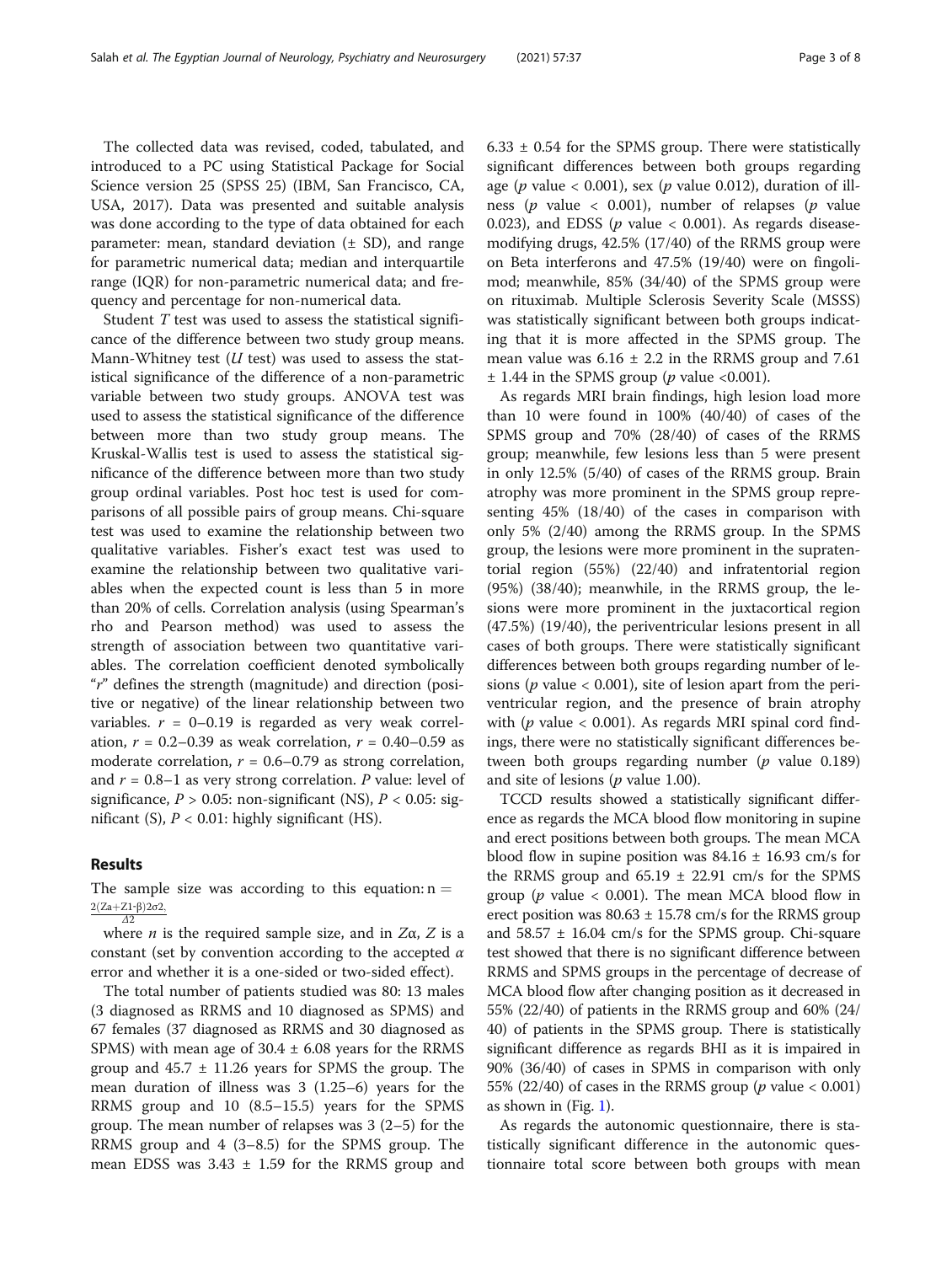The collected data was revised, coded, tabulated, and introduced to a PC using Statistical Package for Social Science version 25 (SPSS 25) (IBM, San Francisco, CA, USA, 2017). Data was presented and suitable analysis was done according to the type of data obtained for each parameter: mean, standard deviation (± SD), and range for parametric numerical data; median and interquartile range (IQR) for non-parametric numerical data; and frequency and percentage for non-numerical data.

Student *T* test was used to assess the statistical significance of the difference between two study group means. Mann-Whitney test (*U* test) was used to assess the statistical significance of the difference of a non-parametric variable between two study groups. ANOVA test was used to assess the statistical significance of the difference between more than two study group means. The Kruskal-Wallis test is used to assess the statistical significance of the difference between more than two study group ordinal variables. Post hoc test is used for comparisons of all possible pairs of group means. Chi-square test was used to examine the relationship between two qualitative variables. Fisher's exact test was used to examine the relationship between two qualitative variables when the expected count is less than 5 in more than 20% of cells. Correlation analysis (using Spearman's rho and Pearson method) was used to assess the strength of association between two quantitative variables. The correlation coefficient denoted symbolically "*r*" defines the strength (magnitude) and direction (positive or negative) of the linear relationship between two variables. $r$ = 0–0.19 is regarded as very weak correlation, $r$ = 0.2–0.39 as weak correlation, $r$ = 0.40–0.59 as moderate correlation, $r$ = 0.6–0.79 as strong correlation, and $r$ = 0.8–1 as very strong correlation. *P* value: level of significance, $P > 0.05$: non-significant (NS), $P < 0.05$: significant (S), $P < 0.01$: highly significant (HS).

## Results

The sample size was according to this equation: $n = \frac{2(Z\alpha + Z1\text{-}\beta)2\sigma 2.}{\Delta 2}$

where $n$ is the required sample size, and in $Z\alpha$, $Z$ is a constant (set by convention according to the accepted $\alpha$ error and whether it is a one-sided or two-sided effect).

The total number of patients studied was 80: 13 males (3 diagnosed as RRMS and 10 diagnosed as SPMS) and 67 females (37 diagnosed as RRMS and 30 diagnosed as SPMS) with mean age of 30.4 ± 6.08 years for the RRMS group and 45.7 ± 11.26 years for SPMS the group. The mean duration of illness was 3 (1.25–6) years for the RRMS group and 10 (8.5–15.5) years for the SPMS group. The mean number of relapses was 3 (2–5) for the RRMS group and 4 (3–8.5) for the SPMS group. The mean EDSS was 3.43 ± 1.59 for the RRMS group and 6.33 ± 0.54 for the SPMS group. There were statistically significant differences between both groups regarding age (*p* value < 0.001), sex (*p* value 0.012), duration of illness (*p* value < 0.001), number of relapses (*p* value 0.023), and EDSS (*p* value < 0.001). As regards disease-modifying drugs, 42.5% (17/40) of the RRMS group were on Beta interferons and 47.5% (19/40) were on fingolimod; meanwhile, 85% (34/40) of the SPMS group were on rituximab. Multiple Sclerosis Severity Scale (MSSS) was statistically significant between both groups indicating that it is more affected in the SPMS group. The mean value was 6.16 ± 2.2 in the RRMS group and 7.61 ± 1.44 in the SPMS group (*p* value <0.001).

As regards MRI brain findings, high lesion load more than 10 were found in 100% (40/40) of cases of the SPMS group and 70% (28/40) of cases of the RRMS group; meanwhile, few lesions less than 5 were present in only 12.5% (5/40) of cases of the RRMS group. Brain atrophy was more prominent in the SPMS group representing 45% (18/40) of the cases in comparison with only 5% (2/40) among the RRMS group. In the SPMS group, the lesions were more prominent in the supratentorial region (55%) (22/40) and infratentorial region (95%) (38/40); meanwhile, in the RRMS group, the lesions were more prominent in the juxtacortical region (47.5%) (19/40), the periventricular lesions present in all cases of both groups. There were statistically significant differences between both groups regarding number of lesions (*p* value < 0.001), site of lesion apart from the periventricular region, and the presence of brain atrophy with (*p* value < 0.001). As regards MRI spinal cord findings, there were no statistically significant differences between both groups regarding number (*p* value 0.189) and site of lesions (*p* value 1.00).

TCCD results showed a statistically significant difference as regards the MCA blood flow monitoring in supine and erect positions between both groups. The mean MCA blood flow in supine position was 84.16 ± 16.93 cm/s for the RRMS group and 65.19 ± 22.91 cm/s for the SPMS group (*p* value < 0.001). The mean MCA blood flow in erect position was 80.63 ± 15.78 cm/s for the RRMS group and 58.57 ± 16.04 cm/s for the SPMS group. Chi-square test showed that there is no significant difference between RRMS and SPMS groups in the percentage of decrease of MCA blood flow after changing position as it decreased in 55% (22/40) of patients in the RRMS group and 60% (24/40) of patients in the SPMS group. There is statistically significant difference as regards BHI as it is impaired in 90% (36/40) of cases in SPMS in comparison with only 55% (22/40) of cases in the RRMS group (*p* value < 0.001) as shown in (Fig. 1).

As regards the autonomic questionnaire, there is statistically significant difference in the autonomic questionnaire total score between both groups with mean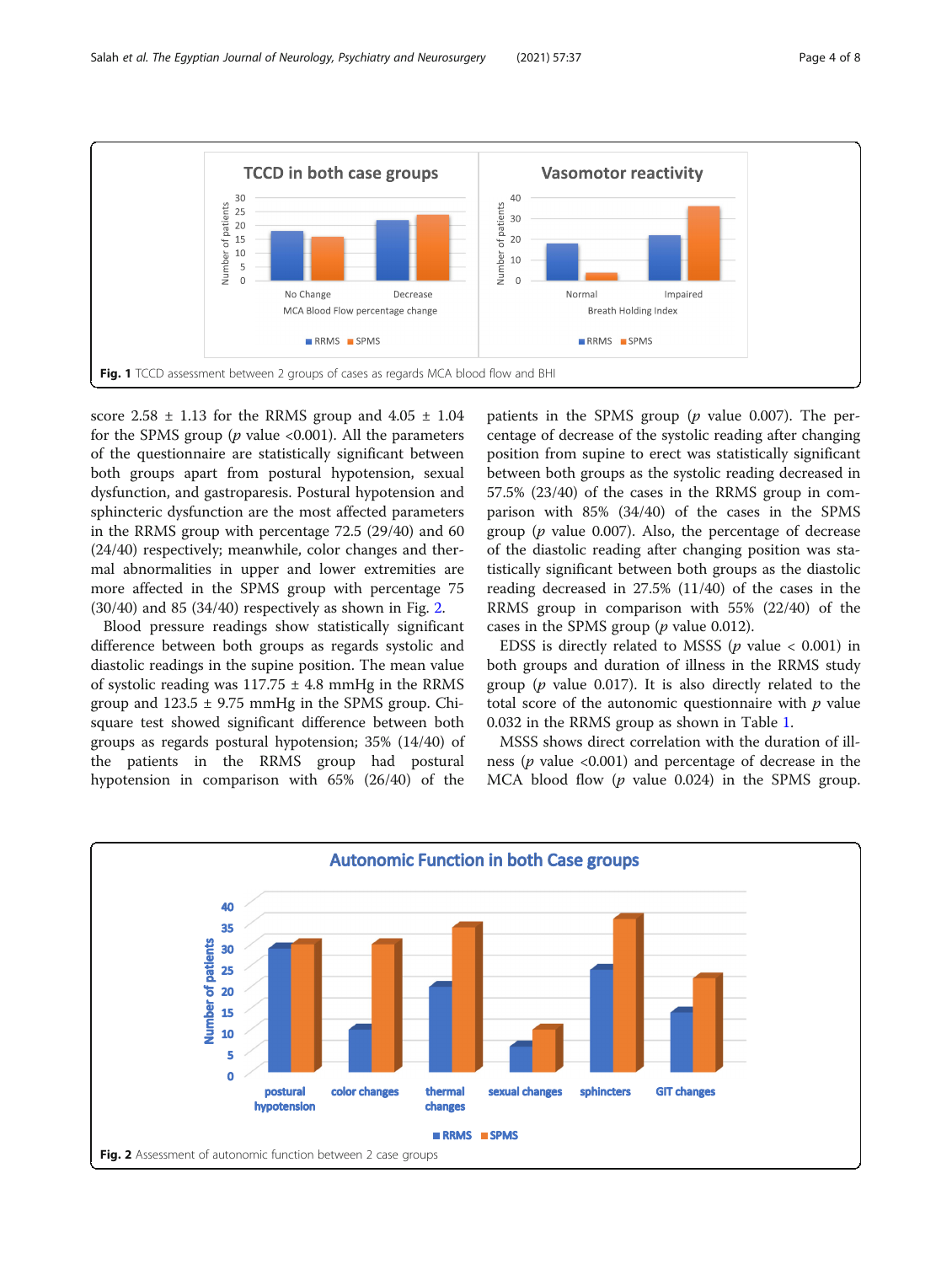Fig. 1 TCCD assessment between 2 groups of cases as regards MCA blood flow and BHI

score 2.58 ± 1.13 for the RRMS group and 4.05 ± 1.04 for the SPMS group (*p* value <0.001). All the parameters of the questionnaire are statistically significant between both groups apart from postural hypotension, sexual dysfunction, and gastroparesis. Postural hypotension and sphincteric dysfunction are the most affected parameters in the RRMS group with percentage 72.5 (29/40) and 60 (24/40) respectively; meanwhile, color changes and thermal abnormalities in upper and lower extremities are more affected in the SPMS group with percentage 75 (30/40) and 85 (34/40) respectively as shown in Fig. 2.

Blood pressure readings show statistically significant difference between both groups as regards systolic and diastolic readings in the supine position. The mean value of systolic reading was 117.75 ± 4.8 mmHg in the RRMS group and 123.5 ± 9.75 mmHg in the SPMS group. Chi-square test showed significant difference between both groups as regards postural hypotension; 35% (14/40) of the patients in the RRMS group had postural hypotension in comparison with 65% (26/40) of the patients in the SPMS group (*p* value 0.007). The percentage of decrease of the systolic reading after changing position from supine to erect was statistically significant between both groups as the systolic reading decreased in 57.5% (23/40) of the cases in the RRMS group in comparison with 85% (34/40) of the cases in the SPMS group (*p* value 0.007). Also, the percentage of decrease of the diastolic reading after changing position was statistically significant between both groups as the diastolic reading decreased in 27.5% (11/40) of the cases in the RRMS group in comparison with 55% (22/40) of the cases in the SPMS group (*p* value 0.012).

EDSS is directly related to MSSS (*p* value < 0.001) in both groups and duration of illness in the RRMS study group (*p* value 0.017). It is also directly related to the total score of the autonomic questionnaire with *p* value 0.032 in the RRMS group as shown in Table 1.

MSSS shows direct correlation with the duration of illness (*p* value <0.001) and percentage of decrease in the MCA blood flow (*p* value 0.024) in the SPMS group.

Fig. 2 Assessment of autonomic function between 2 case groups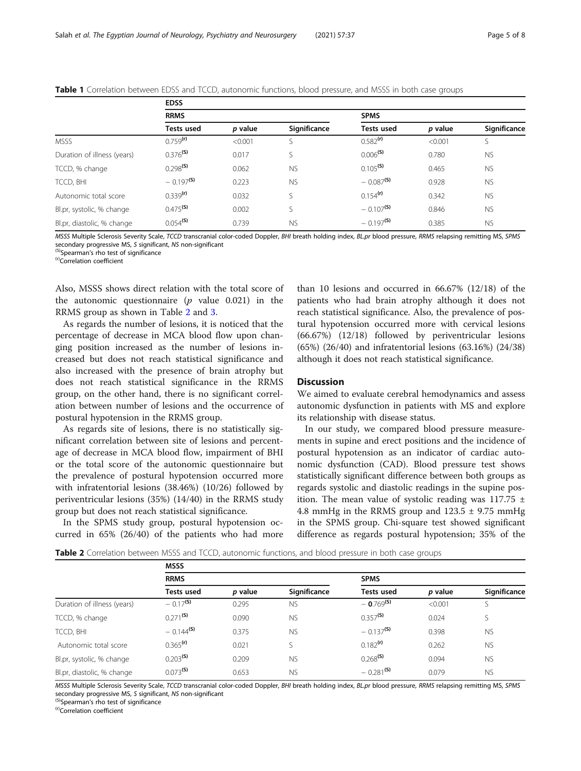**Table 1** Correlation between EDSS and TCCD, autonomic functions, blood pressure, and MSSS in both case groups

| | EDSS | | | | | |
|---|---|---|---|---|---|---|
| | RRMS | | | SPMS | | |
| | Tests used | *p* value | Significance | Tests used | *p* value | Significance |
| MSSS | 0.759[(r)] | <0.001 | S | 0.582[(r)] | <0.001 | S |
| Duration of illness (years) | 0.376[(S)] | 0.017 | S | 0.006[(S)] | 0.780 | NS |
| TCCD, % change | 0.298[(S)] | 0.062 | NS | 0.105[(S)] | 0.465 | NS |
| TCCD, BHI | − 0.197[(S)] | 0.223 | NS | − 0.087[(S)] | 0.928 | NS |
| Autonomic total score | 0.339[(r)] | 0.032 | S | 0.154[(r)] | 0.342 | NS |
| Bl.pr, systolic, % change | 0.475[(S)] | 0.002 | S | − 0.107[(S)] | 0.846 | NS |
| Bl.pr, diastolic, % change | 0.054[(S)] | 0.739 | NS | − 0.197[(S)] | 0.385 | NS |

*MSSS* Multiple Sclerosis Severity Scale, *TCCD* transcranial color-coded Doppler, *BHI* breath holding index, *BL.pr* blood pressure, *RRMS* relapsing remitting MS, *SPMS* secondary progressive MS, *S* significant, *NS* non-significant
[(S)]Spearman's rho test of significance
[(r)]Correlation coefficient

Also, MSSS shows direct relation with the total score of the autonomic questionnaire ($p$ value 0.021) in the RRMS group as shown in Table 2 and 3.

As regards the number of lesions, it is noticed that the percentage of decrease in MCA blood flow upon changing position increased as the number of lesions increased but does not reach statistical significance and also increased with the presence of brain atrophy but does not reach statistical significance in the RRMS group, on the other hand, there is no significant correlation between number of lesions and the occurrence of postural hypotension in the RRMS group.

As regards site of lesions, there is no statistically significant correlation between site of lesions and percentage of decrease in MCA blood flow, impairment of BHI or the total score of the autonomic questionnaire but the prevalence of postural hypotension occurred more with infratentorial lesions (38.46%) (10/26) followed by periventricular lesions (35%) (14/40) in the RRMS study group but does not reach statistical significance.

In the SPMS study group, postural hypotension occurred in 65% (26/40) of the patients who had more than 10 lesions and occurred in 66.67% (12/18) of the patients who had brain atrophy although it does not reach statistical significance. Also, the prevalence of postural hypotension occurred more with cervical lesions (66.67%) (12/18) followed by periventricular lesions (65%) (26/40) and infratentorial lesions (63.16%) (24/38) although it does not reach statistical significance.

## Discussion

We aimed to evaluate cerebral hemodynamics and assess autonomic dysfunction in patients with MS and explore its relationship with disease status.

In our study, we compared blood pressure measurements in supine and erect positions and the incidence of postural hypotension as an indicator of cardiac autonomic dysfunction (CAD). Blood pressure test shows statistically significant difference between both groups as regards systolic and diastolic readings in the supine position. The mean value of systolic reading was 117.75 ± 4.8 mmHg in the RRMS group and 123.5 ± 9.75 mmHg in the SPMS group. Chi-square test showed significant difference as regards postural hypotension; 35% of the

**Table 2** Correlation between MSSS and TCCD, autonomic functions, and blood pressure in both case groups

| | MSSS | | | | | |
|---|---|---|---|---|---|---|
| | RRMS | | | SPMS | | |
| | Tests used | *p* value | Significance | Tests used | *p* value | Significance |
| Duration of illness (years) | − 0.17[(S)] | 0.295 | NS | − **0**.769[(S)] | <0.001 | S |
| TCCD, % change | 0.271[(S)] | 0.090 | NS | 0.357[(S)] | 0.024 | S |
| TCCD, BHI | − 0.144[(S)] | 0.375 | NS | − 0.137[(S)] | 0.398 | NS |
| Autonomic total score | 0.365[(r)] | 0.021 | S | 0.182[(r)] | 0.262 | NS |
| Bl.pr, systolic, % change | 0.203[(S)] | 0.209 | NS | 0.268[(S)] | 0.094 | NS |
| Bl.pr, diastolic, % change | 0.073[(S)] | 0.653 | NS | − 0.281[(S)] | 0.079 | NS |

*MSSS* Multiple Sclerosis Severity Scale, *TCCD* transcranial color-coded Doppler, *BHI* breath holding index, *BL.pr* blood pressure, *RRMS* relapsing remitting MS, *SPMS* secondary progressive MS, *S* significant, *NS* non-significant
[(S)]Spearman's rho test of significance
[(r)]Correlation coefficient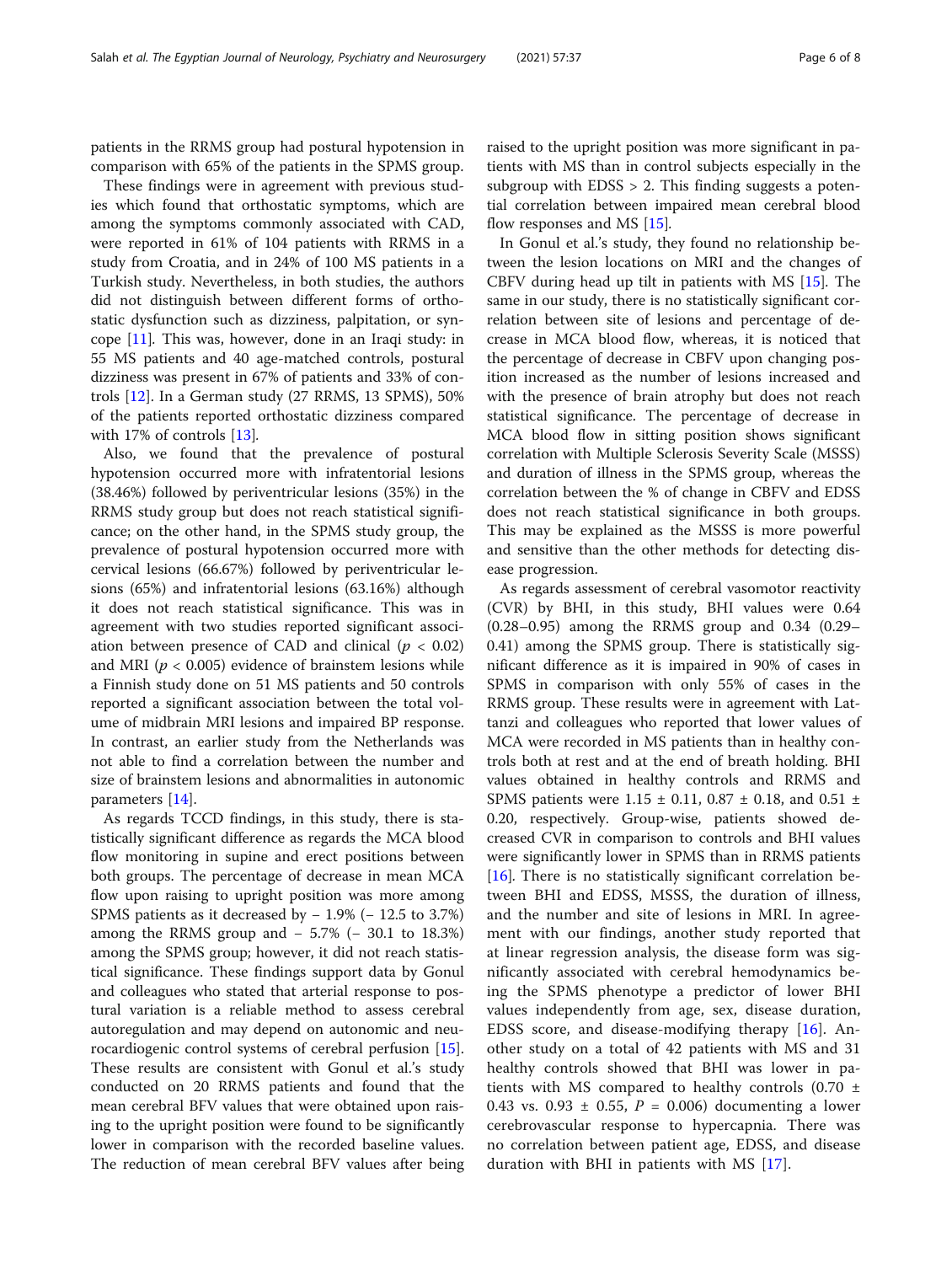patients in the RRMS group had postural hypotension in comparison with 65% of the patients in the SPMS group.

These findings were in agreement with previous studies which found that orthostatic symptoms, which are among the symptoms commonly associated with CAD, were reported in 61% of 104 patients with RRMS in a study from Croatia, and in 24% of 100 MS patients in a Turkish study. Nevertheless, in both studies, the authors did not distinguish between different forms of orthostatic dysfunction such as dizziness, palpitation, or syncope [11]. This was, however, done in an Iraqi study: in 55 MS patients and 40 age-matched controls, postural dizziness was present in 67% of patients and 33% of controls [12]. In a German study (27 RRMS, 13 SPMS), 50% of the patients reported orthostatic dizziness compared with 17% of controls [13].

Also, we found that the prevalence of postural hypotension occurred more with infratentorial lesions (38.46%) followed by periventricular lesions (35%) in the RRMS study group but does not reach statistical significance; on the other hand, in the SPMS study group, the prevalence of postural hypotension occurred more with cervical lesions (66.67%) followed by periventricular lesions (65%) and infratentorial lesions (63.16%) although it does not reach statistical significance. This was in agreement with two studies reported significant association between presence of CAD and clinical ($p < 0.02$) and MRI ($p < 0.005$) evidence of brainstem lesions while a Finnish study done on 51 MS patients and 50 controls reported a significant association between the total volume of midbrain MRI lesions and impaired BP response. In contrast, an earlier study from the Netherlands was not able to find a correlation between the number and size of brainstem lesions and abnormalities in autonomic parameters [14].

As regards TCCD findings, in this study, there is statistically significant difference as regards the MCA blood flow monitoring in supine and erect positions between both groups. The percentage of decrease in mean MCA flow upon raising to upright position was more among SPMS patients as it decreased by − 1.9% (− 12.5 to 3.7%) among the RRMS group and − 5.7% (− 30.1 to 18.3%) among the SPMS group; however, it did not reach statistical significance. These findings support data by Gonul and colleagues who stated that arterial response to postural variation is a reliable method to assess cerebral autoregulation and may depend on autonomic and neurocardiogenic control systems of cerebral perfusion [15]. These results are consistent with Gonul et al.'s study conducted on 20 RRMS patients and found that the mean cerebral BFV values that were obtained upon raising to the upright position were found to be significantly lower in comparison with the recorded baseline values. The reduction of mean cerebral BFV values after being raised to the upright position was more significant in patients with MS than in control subjects especially in the subgroup with EDSS > 2. This finding suggests a potential correlation between impaired mean cerebral blood flow responses and MS [15].

In Gonul et al.'s study, they found no relationship between the lesion locations on MRI and the changes of CBFV during head up tilt in patients with MS [15]. The same in our study, there is no statistically significant correlation between site of lesions and percentage of decrease in MCA blood flow, whereas, it is noticed that the percentage of decrease in CBFV upon changing position increased as the number of lesions increased and with the presence of brain atrophy but does not reach statistical significance. The percentage of decrease in MCA blood flow in sitting position shows significant correlation with Multiple Sclerosis Severity Scale (MSSS) and duration of illness in the SPMS group, whereas the correlation between the % of change in CBFV and EDSS does not reach statistical significance in both groups. This may be explained as the MSSS is more powerful and sensitive than the other methods for detecting disease progression.

As regards assessment of cerebral vasomotor reactivity (CVR) by BHI, in this study, BHI values were 0.64 (0.28–0.95) among the RRMS group and 0.34 (0.29–0.41) among the SPMS group. There is statistically significant difference as it is impaired in 90% of cases in SPMS in comparison with only 55% of cases in the RRMS group. These results were in agreement with Lattanzi and colleagues who reported that lower values of MCA were recorded in MS patients than in healthy controls both at rest and at the end of breath holding. BHI values obtained in healthy controls and RRMS and SPMS patients were 1.15 ± 0.11, 0.87 ± 0.18, and 0.51 ± 0.20, respectively. Group-wise, patients showed decreased CVR in comparison to controls and BHI values were significantly lower in SPMS than in RRMS patients [16]. There is no statistically significant correlation between BHI and EDSS, MSSS, the duration of illness, and the number and site of lesions in MRI. In agreement with our findings, another study reported that at linear regression analysis, the disease form was significantly associated with cerebral hemodynamics being the SPMS phenotype a predictor of lower BHI values independently from age, sex, disease duration, EDSS score, and disease-modifying therapy [16]. Another study on a total of 42 patients with MS and 31 healthy controls showed that BHI was lower in patients with MS compared to healthy controls (0.70 ± 0.43 vs. 0.93 ± 0.55, $P = 0.006$) documenting a lower cerebrovascular response to hypercapnia. There was no correlation between patient age, EDSS, and disease duration with BHI in patients with MS [17].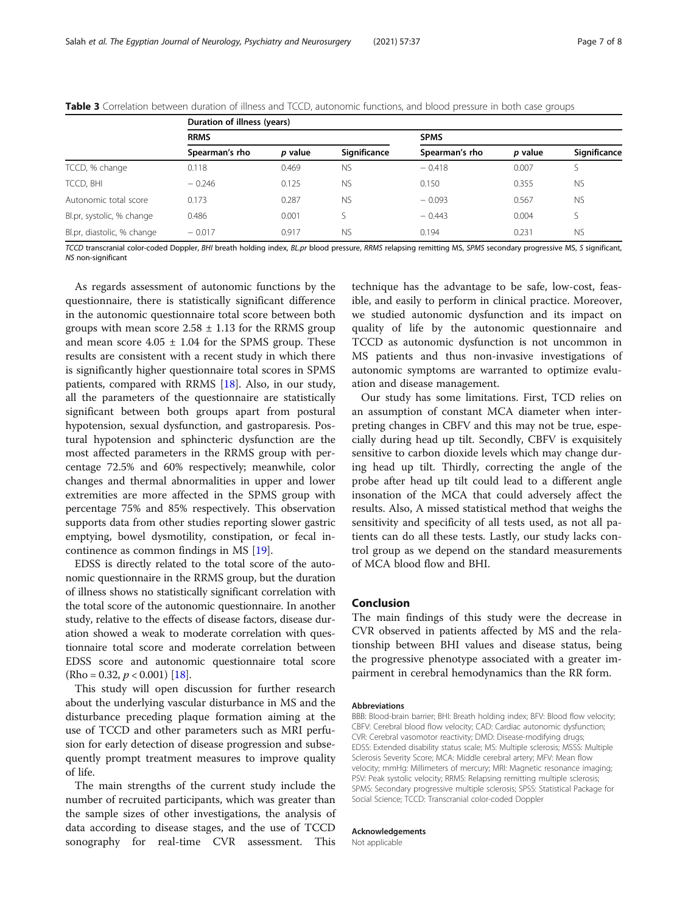**Table 3** Correlation between duration of illness and TCCD, autonomic functions, and blood pressure in both case groups

| | Duration of illness (years) | | | | | |
|---|---|---|---|---|---|---|
| | RRMS | | | SPMS | | |
| | Spearman's rho | *p* value | Significance | Spearman's rho | *p* value | Significance |
| TCCD, % change | 0.118 | 0.469 | NS | − 0.418 | 0.007 | S |
| TCCD, BHI | − 0.246 | 0.125 | NS | 0.150 | 0.355 | NS |
| Autonomic total score | 0.173 | 0.287 | NS | − 0.093 | 0.567 | NS |
| Bl.pr, systolic, % change | 0.486 | 0.001 | S | − 0.443 | 0.004 | S |
| Bl.pr, diastolic, % change | − 0.017 | 0.917 | NS | 0.194 | 0.231 | NS |

*TCCD* transcranial color-coded Doppler, *BHI* breath holding index, *BL.pr* blood pressure, *RRMS* relapsing remitting MS, *SPMS* secondary progressive MS, *S* significant, *NS* non-significant

As regards assessment of autonomic functions by the questionnaire, there is statistically significant difference in the autonomic questionnaire total score between both groups with mean score $2.58 \pm 1.13$ for the RRMS group and mean score $4.05 \pm 1.04$ for the SPMS group. These results are consistent with a recent study in which there is significantly higher questionnaire total scores in SPMS patients, compared with RRMS [18]. Also, in our study, all the parameters of the questionnaire are statistically significant between both groups apart from postural hypotension, sexual dysfunction, and gastroparesis. Postural hypotension and sphincteric dysfunction are the most affected parameters in the RRMS group with percentage 72.5% and 60% respectively; meanwhile, color changes and thermal abnormalities in upper and lower extremities are more affected in the SPMS group with percentage 75% and 85% respectively. This observation supports data from other studies reporting slower gastric emptying, bowel dysmotility, constipation, or fecal incontinence as common findings in MS [19].

EDSS is directly related to the total score of the autonomic questionnaire in the RRMS group, but the duration of illness shows no statistically significant correlation with the total score of the autonomic questionnaire. In another study, relative to the effects of disease factors, disease duration showed a weak to moderate correlation with questionnaire total score and moderate correlation between EDSS score and autonomic questionnaire total score (Rho = 0.32, $p < 0.001$) [18].

This study will open discussion for further research about the underlying vascular disturbance in MS and the disturbance preceding plaque formation aiming at the use of TCCD and other parameters such as MRI perfusion for early detection of disease progression and subsequently prompt treatment measures to improve quality of life.

The main strengths of the current study include the number of recruited participants, which was greater than the sample sizes of other investigations, the analysis of data according to disease stages, and the use of TCCD sonography for real-time CVR assessment. This technique has the advantage to be safe, low-cost, feasible, and easily to perform in clinical practice. Moreover, we studied autonomic dysfunction and its impact on quality of life by the autonomic questionnaire and TCCD as autonomic dysfunction is not uncommon in MS patients and thus non-invasive investigations of autonomic symptoms are warranted to optimize evaluation and disease management.

Our study has some limitations. First, TCD relies on an assumption of constant MCA diameter when interpreting changes in CBFV and this may not be true, especially during head up tilt. Secondly, CBFV is exquisitely sensitive to carbon dioxide levels which may change during head up tilt. Thirdly, correcting the angle of the probe after head up tilt could lead to a different angle insonation of the MCA that could adversely affect the results. Also, A missed statistical method that weighs the sensitivity and specificity of all tests used, as not all patients can do all these tests. Lastly, our study lacks control group as we depend on the standard measurements of MCA blood flow and BHI.

## Conclusion

The main findings of this study were the decrease in CVR observed in patients affected by MS and the relationship between BHI values and disease status, being the progressive phenotype associated with a greater impairment in cerebral hemodynamics than the RR form.

#### Abbreviations

BBB: Blood-brain barrier; BHI: Breath holding index; BFV: Blood flow velocity; CBFV: Cerebral blood flow velocity; CAD: Cardiac autonomic dysfunction; CVR: Cerebral vasomotor reactivity; DMD: Disease-modifying drugs; EDSS: Extended disability status scale; MS: Multiple sclerosis; MSSS: Multiple Sclerosis Severity Score; MCA: Middle cerebral artery; MFV: Mean flow velocity; mmHg: Millimeters of mercury; MRI: Magnetic resonance imaging; PSV: Peak systolic velocity; RRMS: Relapsing remitting multiple sclerosis; SPMS: Secondary progressive multiple sclerosis; SPSS: Statistical Package for Social Science; TCCD: Transcranial color-coded Doppler

#### Acknowledgements

Not applicable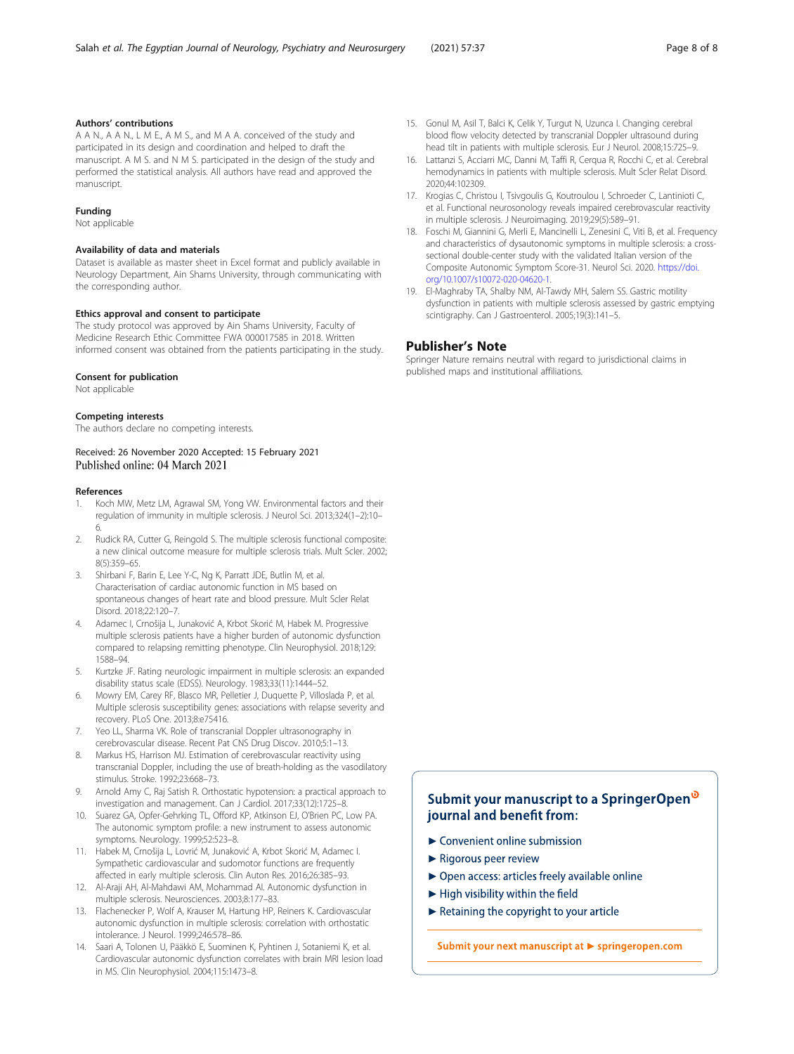### Authors' contributions

A A N., A A N., L M E., A M S., and M A A. conceived of the study and participated in its design and coordination and helped to draft the manuscript. A M S. and N M S. participated in the design of the study and performed the statistical analysis. All authors have read and approved the manuscript.

### Funding

Not applicable

### Availability of data and materials

Dataset is available as master sheet in Excel format and publicly available in Neurology Department, Ain Shams University, through communicating with the corresponding author.

### Ethics approval and consent to participate

The study protocol was approved by Ain Shams University, Faculty of Medicine Research Ethic Committee FWA 000017585 in 2018. Written informed consent was obtained from the patients participating in the study.

### Consent for publication

Not applicable

### Competing interests

The authors declare no competing interests.

Received: 26 November 2020 Accepted: 15 February 2021
Published online: 04 March 2021

### References

1. Koch MW, Metz LM, Agrawal SM, Yong VW. Environmental factors and their regulation of immunity in multiple sclerosis. J Neurol Sci. 2013;324(1–2):10–6.
2. Rudick RA, Cutter G, Reingold S. The multiple sclerosis functional composite: a new clinical outcome measure for multiple sclerosis trials. Mult Scler. 2002; 8(5):359–65.
3. Shirbani F, Barin E, Lee Y-C, Ng K, Parratt JDE, Butlin M, et al. Characterisation of cardiac autonomic function in MS based on spontaneous changes of heart rate and blood pressure. Mult Scler Relat Disord. 2018;22:120–7.
4. Adamec I, Crnošija L, Junaković A, Krbot Skorić M, Habek M. Progressive multiple sclerosis patients have a higher burden of autonomic dysfunction compared to relapsing remitting phenotype. Clin Neurophysiol. 2018;129: 1588–94.
5. Kurtzke JF. Rating neurologic impairment in multiple sclerosis: an expanded disability status scale (EDSS). Neurology. 1983;33(11):1444–52.
6. Mowry EM, Carey RF, Blasco MR, Pelletier J, Duquette P, Villoslada P, et al. Multiple sclerosis susceptibility genes: associations with relapse severity and recovery. PLoS One. 2013;8:e75416.
7. Yeo LL, Sharma VK. Role of transcranial Doppler ultrasonography in cerebrovascular disease. Recent Pat CNS Drug Discov. 2010;5:1–13.
8. Markus HS, Harrison MJ. Estimation of cerebrovascular reactivity using transcranial Doppler, including the use of breath-holding as the vasodilatory stimulus. Stroke. 1992;23:668–73.
9. Arnold Amy C, Raj Satish R. Orthostatic hypotension: a practical approach to investigation and management. Can J Cardiol. 2017;33(12):1725–8.
10. Suarez GA, Opfer-Gehrking TL, Offord KP, Atkinson EJ, O'Brien PC, Low PA. The autonomic symptom profile: a new instrument to assess autonomic symptoms. Neurology. 1999;52:523–8.
11. Habek M, Crnošija L, Lovrić M, Junaković A, Krbot Skorić M, Adamec I. Sympathetic cardiovascular and sudomotor functions are frequently affected in early multiple sclerosis. Clin Auton Res. 2016;26:385–93.
12. Al-Araji AH, Al-Mahdawi AM, Mohammad AI. Autonomic dysfunction in multiple sclerosis. Neurosciences. 2003;8:177–83.
13. Flachenecker P, Wolf A, Krauser M, Hartung HP, Reiners K. Cardiovascular autonomic dysfunction in multiple sclerosis: correlation with orthostatic intolerance. J Neurol. 1999;246:578–86.
14. Saari A, Tolonen U, Pääkkö E, Suominen K, Pyhtinen J, Sotaniemi K, et al. Cardiovascular autonomic dysfunction correlates with brain MRI lesion load in MS. Clin Neurophysiol. 2004;115:1473–8.
15. Gonul M, Asil T, Balci K, Celik Y, Turgut N, Uzunca I. Changing cerebral blood flow velocity detected by transcranial Doppler ultrasound during head tilt in patients with multiple sclerosis. Eur J Neurol. 2008;15:725–9.
16. Lattanzi S, Acciarri MC, Danni M, Taffi R, Cerqua R, Rocchi C, et al. Cerebral hemodynamics in patients with multiple sclerosis. Mult Scler Relat Disord. 2020;44:102309.
17. Krogias C, Christou I, Tsivgoulis G, Koutroulou I, Schroeder C, Lantinioti C, et al. Functional neurosonology reveals impaired cerebrovascular reactivity in multiple sclerosis. J Neuroimaging. 2019;29(5):589–91.
18. Foschi M, Giannini G, Merli E, Mancinelli L, Zenesini C, Viti B, et al. Frequency and characteristics of dysautonomic symptoms in multiple sclerosis: a cross-sectional double-center study with the validated Italian version of the Composite Autonomic Symptom Score-31. Neurol Sci. 2020. https://doi.org/10.1007/s10072-020-04620-1.
19. El-Maghraby TA, Shalby NM, Al-Tawdy MH, Salem SS. Gastric motility dysfunction in patients with multiple sclerosis assessed by gastric emptying scintigraphy. Can J Gastroenterol. 2005;19(3):141–5.

## Publisher's Note

Springer Nature remains neutral with regard to jurisdictional claims in published maps and institutional affiliations.

**Submit your manuscript to a SpringerOpen journal and benefit from:**

- ► Convenient online submission
- ► Rigorous peer review
- ► Open access: articles freely available online
- ► High visibility within the field
- ► Retaining the copyright to your article

Submit your next manuscript at ► springeropen.com